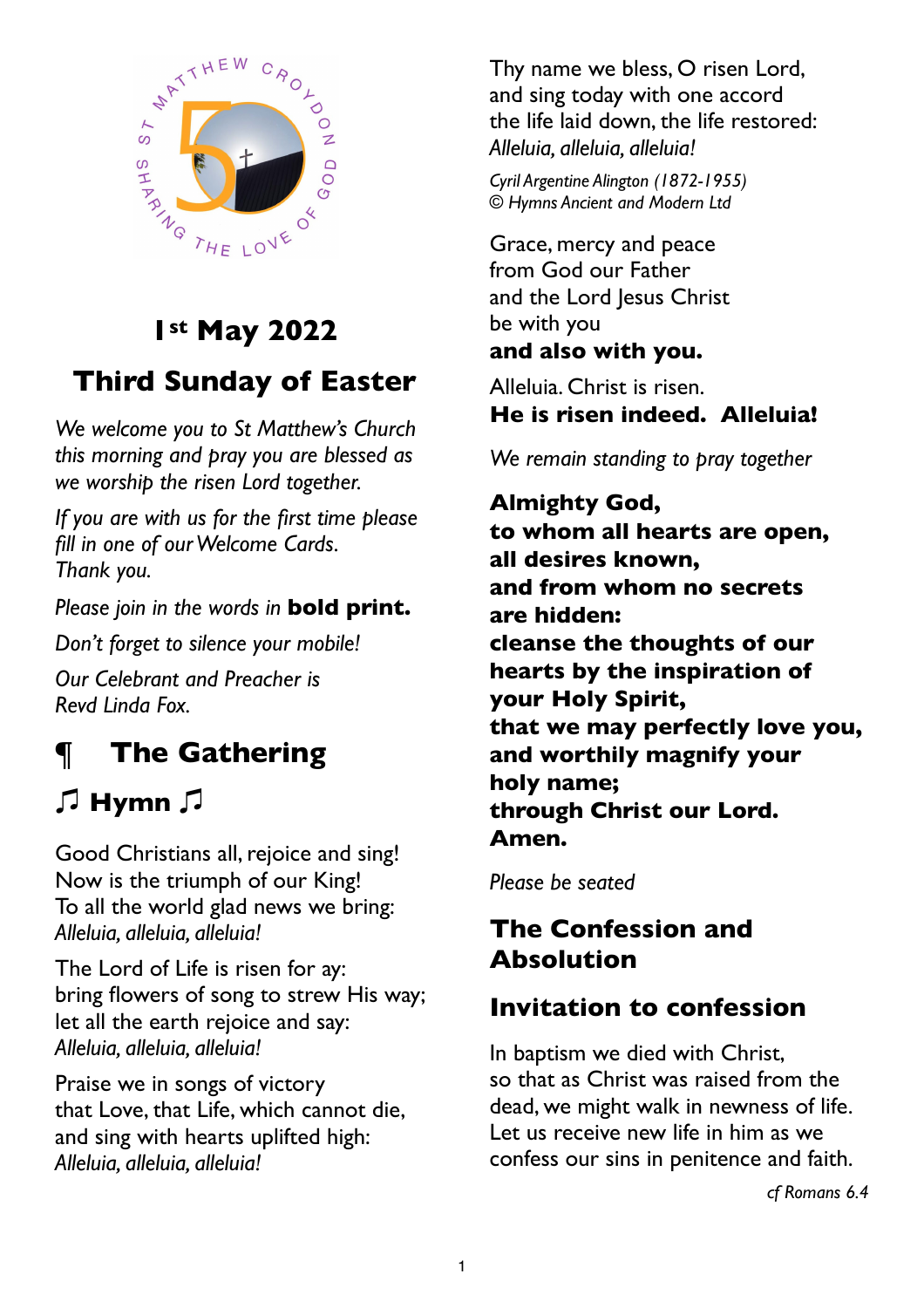# 1st May 2022

# Third Sunday of Easter

*We welcome you to St Matthew's Church this morning and pray you are blessed as we worship the risen Lord together.*

*If you are with us for the first time please fill in one of our Welcome Cards. Thank you.*

*Please join in the words in* **bold print.**

*Don't forget to silence your mobile!*

*Our Celebrant and Preacher is Revd Linda Fox.*

## ¶ The Gathering

### ♫ Hymn ♫

Good Christians all, rejoice and sing!
Now is the triumph of our King!
To all the world glad news we bring:
*Alleluia, alleluia, alleluia!*

The Lord of Life is risen for ay:
bring flowers of song to strew His way;
let all the earth rejoice and say:
*Alleluia, alleluia, alleluia!*

Praise we in songs of victory
that Love, that Life, which cannot die,
and sing with hearts uplifted high:
*Alleluia, alleluia, alleluia!*

Thy name we bless, O risen Lord,
and sing today with one accord
the life laid down, the life restored:
*Alleluia, alleluia, alleluia!*

*Cyril Argentine Alington (1872-1955)*
*© Hymns Ancient and Modern Ltd*

Grace, mercy and peace
from God our Father
and the Lord Jesus Christ
be with you
**and also with you.**

Alleluia. Christ is risen.
**He is risen indeed. Alleluia!**

*We remain standing to pray together*

**Almighty God,**
**to whom all hearts are open,**
**all desires known,**
**and from whom no secrets are hidden:**
**cleanse the thoughts of our hearts by the inspiration of your Holy Spirit,**
**that we may perfectly love you,**
**and worthily magnify your holy name;**
**through Christ our Lord.**
**Amen.**

*Please be seated*

## The Confession and Absolution

### Invitation to confession

In baptism we died with Christ,
so that as Christ was raised from the dead, we might walk in newness of life.
Let us receive new life in him as we confess our sins in penitence and faith.

*cf Romans 6.4*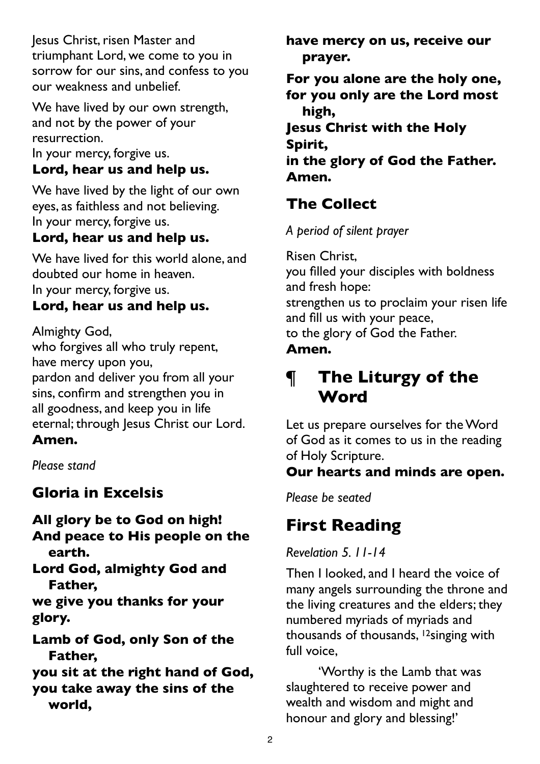Jesus Christ, risen Master and triumphant Lord, we come to you in sorrow for our sins, and confess to you our weakness and unbelief.

We have lived by our own strength, and not by the power of your resurrection.
In your mercy, forgive us.
**Lord, hear us and help us.**

We have lived by the light of our own eyes, as faithless and not believing.
In your mercy, forgive us.
**Lord, hear us and help us.**

We have lived for this world alone, and doubted our home in heaven.
In your mercy, forgive us.
**Lord, hear us and help us.**

Almighty God,
who forgives all who truly repent,
have mercy upon you,
pardon and deliver you from all your sins, confirm and strengthen you in all goodness, and keep you in life eternal; through Jesus Christ our Lord.
**Amen.**

*Please stand*

## Gloria in Excelsis

**All glory be to God on high!**
**And peace to His people on the earth.**
**Lord God, almighty God and Father,**
**we give you thanks for your glory.**
**Lamb of God, only Son of the Father,**
**you sit at the right hand of God,**
**you take away the sins of the world,**
**have mercy on us, receive our prayer.**

**For you alone are the holy one,**
**for you only are the Lord most high,**
**Jesus Christ with the Holy Spirit,**
**in the glory of God the Father.**
**Amen.**

## The Collect

*A period of silent prayer*

Risen Christ,
you filled your disciples with boldness and fresh hope:
strengthen us to proclaim your risen life and fill us with your peace,
to the glory of God the Father.
**Amen.**

# ¶ The Liturgy of the Word

Let us prepare ourselves for the Word of God as it comes to us in the reading of Holy Scripture.
**Our hearts and minds are open.**

*Please be seated*

## First Reading

*Revelation 5. 11-14*

Then I looked, and I heard the voice of many angels surrounding the throne and the living creatures and the elders; they numbered myriads of myriads and thousands of thousands, [12]singing with full voice,

'Worthy is the Lamb that was slaughtered to receive power and wealth and wisdom and might and honour and glory and blessing!'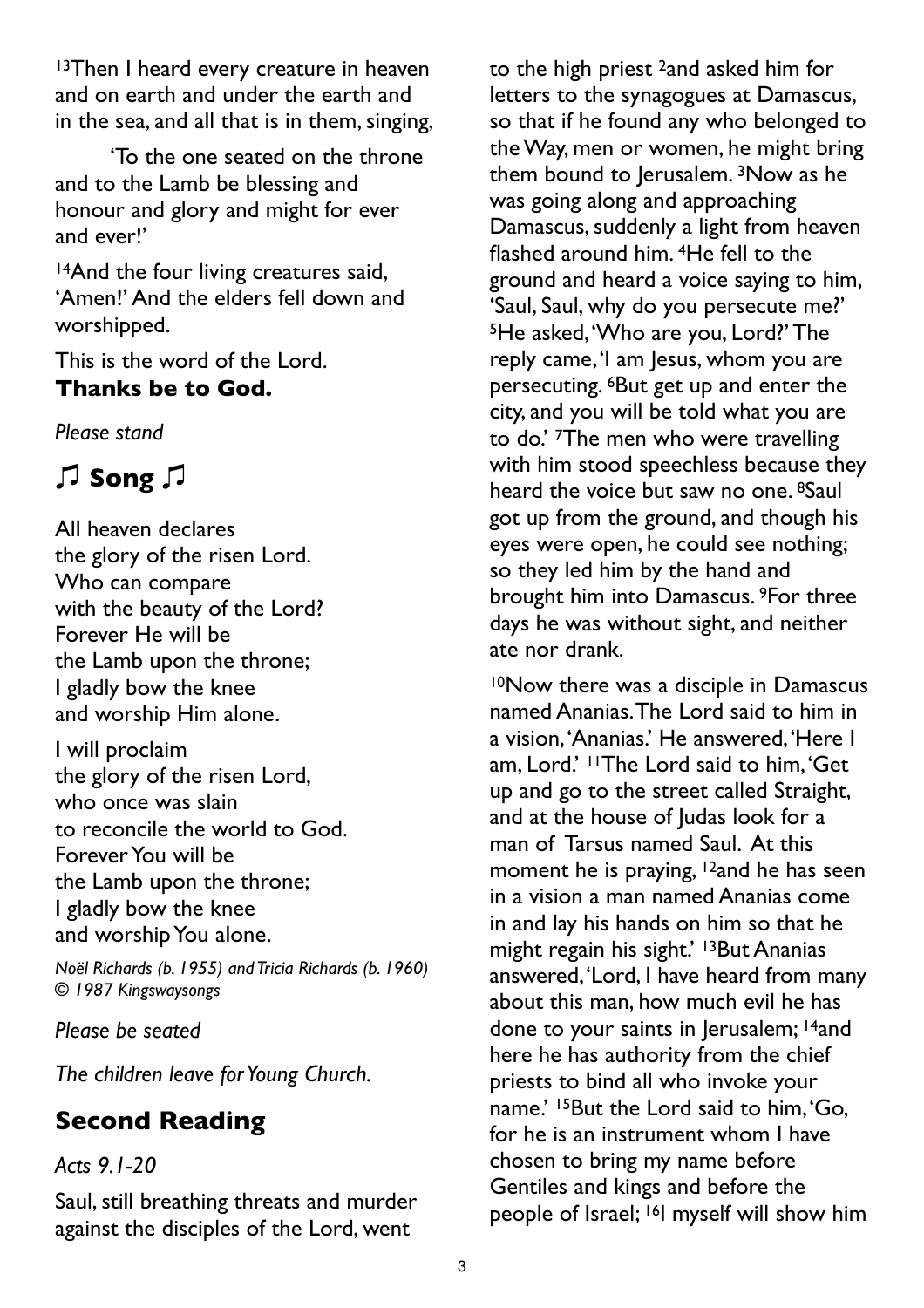[13]Then I heard every creature in heaven and on earth and under the earth and in the sea, and all that is in them, singing,

'To the one seated on the throne and to the Lamb be blessing and honour and glory and might for ever and ever!'

[14]And the four living creatures said, 'Amen!' And the elders fell down and worshipped.

This is the word of the Lord.
**Thanks be to God.**

*Please stand*

## ♫ Song ♫

All heaven declares
the glory of the risen Lord.
Who can compare
with the beauty of the Lord?
Forever He will be
the Lamb upon the throne;
I gladly bow the knee
and worship Him alone.

I will proclaim
the glory of the risen Lord,
who once was slain
to reconcile the world to God.
Forever You will be
the Lamb upon the throne;
I gladly bow the knee
and worship You alone.

*Noël Richards (b. 1955) and Tricia Richards (b. 1960)*
*© 1987 Kingswaysongs*

*Please be seated*

*The children leave for Young Church.*

## Second Reading

*Acts 9.1-20*

Saul, still breathing threats and murder against the disciples of the Lord, went to the high priest [2]and asked him for letters to the synagogues at Damascus, so that if he found any who belonged to the Way, men or women, he might bring them bound to Jerusalem. [3]Now as he was going along and approaching Damascus, suddenly a light from heaven flashed around him. [4]He fell to the ground and heard a voice saying to him, 'Saul, Saul, why do you persecute me?' [5]He asked, 'Who are you, Lord?' The reply came, 'I am Jesus, whom you are persecuting. [6]But get up and enter the city, and you will be told what you are to do.' [7]The men who were travelling with him stood speechless because they heard the voice but saw no one. [8]Saul got up from the ground, and though his eyes were open, he could see nothing; so they led him by the hand and brought him into Damascus. [9]For three days he was without sight, and neither ate nor drank.

[10]Now there was a disciple in Damascus named Ananias. The Lord said to him in a vision, 'Ananias.' He answered, 'Here I am, Lord.' [11]The Lord said to him, 'Get up and go to the street called Straight, and at the house of Judas look for a man of Tarsus named Saul. At this moment he is praying, [12]and he has seen in a vision a man named Ananias come in and lay his hands on him so that he might regain his sight.' [13]But Ananias answered, 'Lord, I have heard from many about this man, how much evil he has done to your saints in Jerusalem; [14]and here he has authority from the chief priests to bind all who invoke your name.' [15]But the Lord said to him, 'Go, for he is an instrument whom I have chosen to bring my name before Gentiles and kings and before the people of Israel; [16]I myself will show him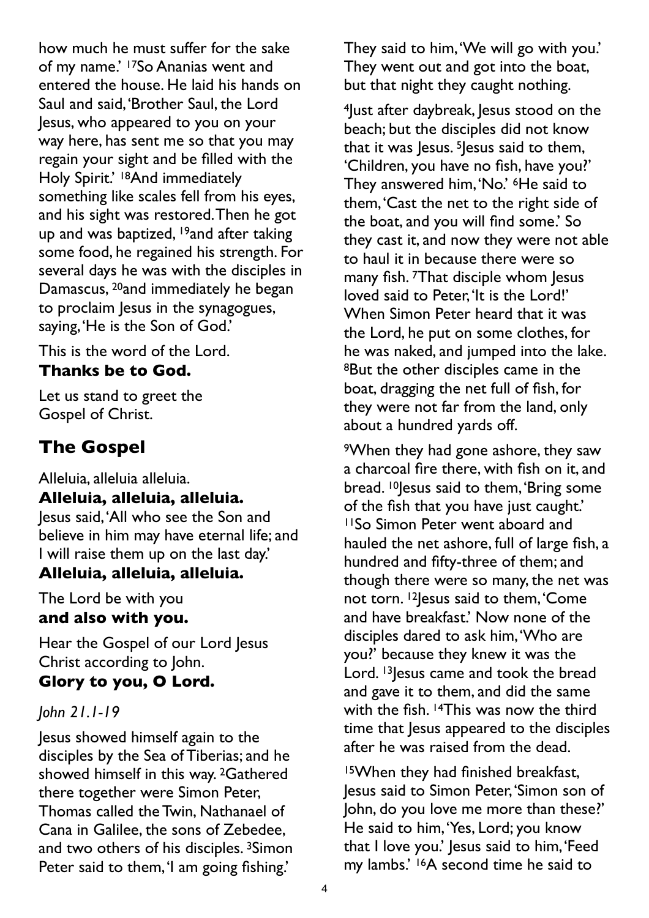how much he must suffer for the sake of my name.' [17]So Ananias went and entered the house. He laid his hands on Saul and said, 'Brother Saul, the Lord Jesus, who appeared to you on your way here, has sent me so that you may regain your sight and be filled with the Holy Spirit.' [18]And immediately something like scales fell from his eyes, and his sight was restored. Then he got up and was baptized, [19]and after taking some food, he regained his strength. For several days he was with the disciples in Damascus, [20]and immediately he began to proclaim Jesus in the synagogues, saying, 'He is the Son of God.'

This is the word of the Lord.
**Thanks be to God.**

Let us stand to greet the Gospel of Christ.

## The Gospel

Alleluia, alleluia alleluia.
**Alleluia, alleluia, alleluia.**
Jesus said, 'All who see the Son and believe in him may have eternal life; and I will raise them up on the last day.'
**Alleluia, alleluia, alleluia.**

The Lord be with you
**and also with you.**

Hear the Gospel of our Lord Jesus Christ according to John.
**Glory to you, O Lord.**

*John 21.1-19*

Jesus showed himself again to the disciples by the Sea of Tiberias; and he showed himself in this way. [2]Gathered there together were Simon Peter, Thomas called the Twin, Nathanael of Cana in Galilee, the sons of Zebedee, and two others of his disciples. [3]Simon Peter said to them, 'I am going fishing.' They said to him, 'We will go with you.' They went out and got into the boat, but that night they caught nothing.

[4]Just after daybreak, Jesus stood on the beach; but the disciples did not know that it was Jesus. [5]Jesus said to them, 'Children, you have no fish, have you?' They answered him, 'No.' [6]He said to them, 'Cast the net to the right side of the boat, and you will find some.' So they cast it, and now they were not able to haul it in because there were so many fish. [7]That disciple whom Jesus loved said to Peter, 'It is the Lord!' When Simon Peter heard that it was the Lord, he put on some clothes, for he was naked, and jumped into the lake. [8]But the other disciples came in the boat, dragging the net full of fish, for they were not far from the land, only about a hundred yards off.

[9]When they had gone ashore, they saw a charcoal fire there, with fish on it, and bread. [10]Jesus said to them, 'Bring some of the fish that you have just caught.' [11]So Simon Peter went aboard and hauled the net ashore, full of large fish, a hundred and fifty-three of them; and though there were so many, the net was not torn. [12]Jesus said to them, 'Come and have breakfast.' Now none of the disciples dared to ask him, 'Who are you?' because they knew it was the Lord. [13]Jesus came and took the bread and gave it to them, and did the same with the fish. [14]This was now the third time that Jesus appeared to the disciples after he was raised from the dead.

[15]When they had finished breakfast, Jesus said to Simon Peter, 'Simon son of John, do you love me more than these?' He said to him, 'Yes, Lord; you know that I love you.' Jesus said to him, 'Feed my lambs.' [16]A second time he said to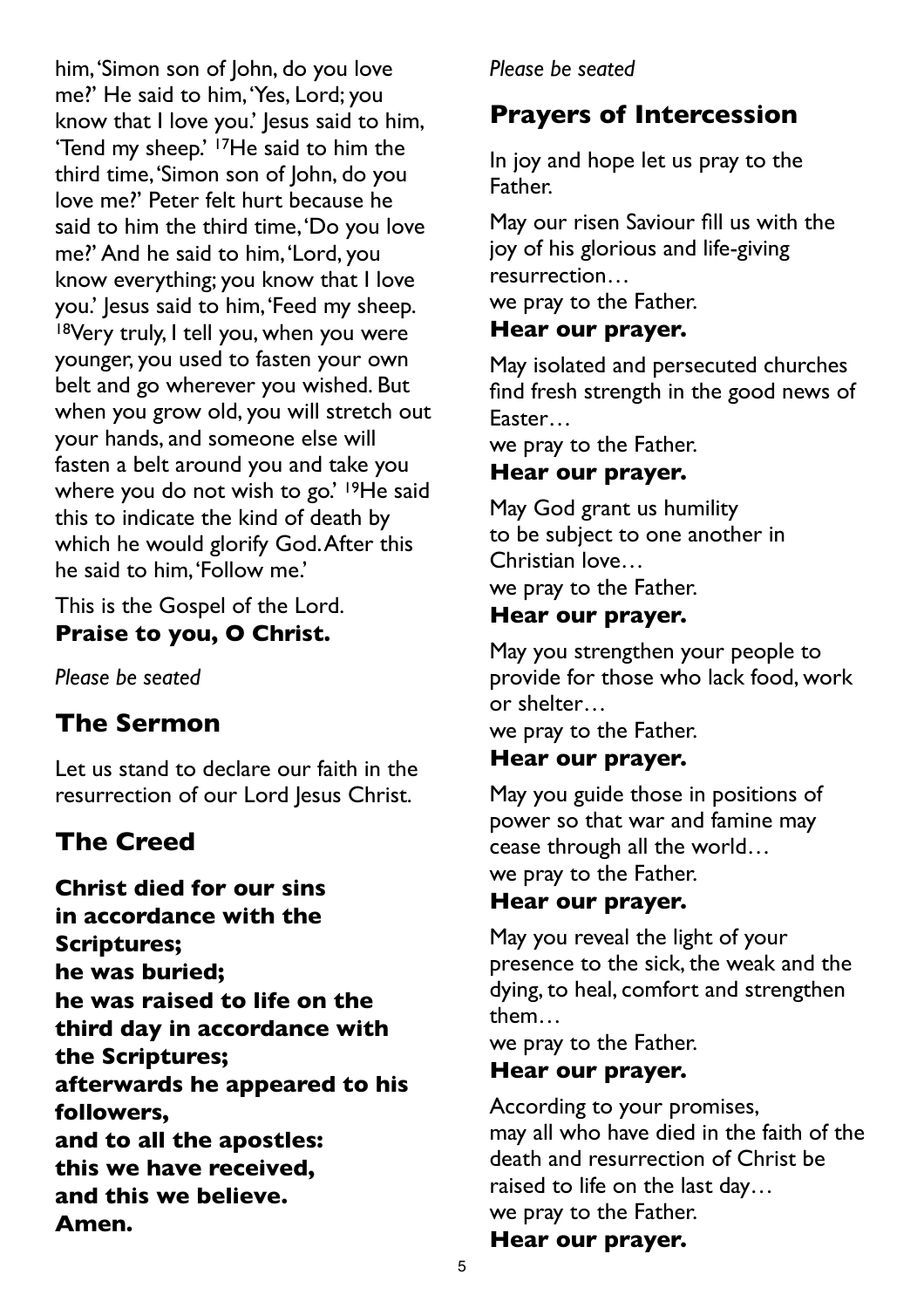him, 'Simon son of John, do you love me?' He said to him, 'Yes, Lord; you know that I love you.' Jesus said to him, 'Tend my sheep.' [17]He said to him the third time, 'Simon son of John, do you love me?' Peter felt hurt because he said to him the third time, 'Do you love me?' And he said to him, 'Lord, you know everything; you know that I love you.' Jesus said to him, 'Feed my sheep. [18]Very truly, I tell you, when you were younger, you used to fasten your own belt and go wherever you wished. But when you grow old, you will stretch out your hands, and someone else will fasten a belt around you and take you where you do not wish to go.' [19]He said this to indicate the kind of death by which he would glorify God. After this he said to him, 'Follow me.'

This is the Gospel of the Lord.
**Praise to you, O Christ.**

*Please be seated*

## The Sermon

Let us stand to declare our faith in the resurrection of our Lord Jesus Christ.

## The Creed

**Christ died for our sins**
**in accordance with the Scriptures;**
**he was buried;**
**he was raised to life on the third day in accordance with the Scriptures;**
**afterwards he appeared to his followers,**
**and to all the apostles:**
**this we have received,**
**and this we believe.**
**Amen.**

*Please be seated*

## Prayers of Intercession

In joy and hope let us pray to the Father.

May our risen Saviour fill us with the joy of his glorious and life-giving resurrection…
we pray to the Father.
**Hear our prayer.**

May isolated and persecuted churches find fresh strength in the good news of Easter…
we pray to the Father.
**Hear our prayer.**

May God grant us humility
to be subject to one another in Christian love…
we pray to the Father.
**Hear our prayer.**

May you strengthen your people to provide for those who lack food, work or shelter…
we pray to the Father.
**Hear our prayer.**

May you guide those in positions of power so that war and famine may cease through all the world…
we pray to the Father.
**Hear our prayer.**

May you reveal the light of your presence to the sick, the weak and the dying, to heal, comfort and strengthen them…
we pray to the Father.
**Hear our prayer.**

According to your promises,
may all who have died in the faith of the death and resurrection of Christ be raised to life on the last day…
we pray to the Father.
**Hear our prayer.**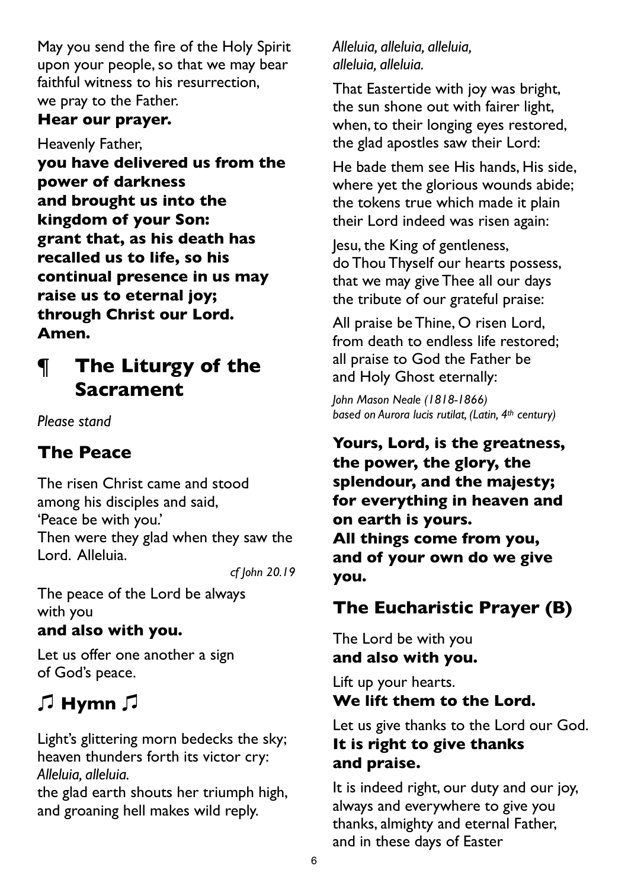May you send the fire of the Holy Spirit upon your people, so that we may bear faithful witness to his resurrection, we pray to the Father.
**Hear our prayer.**

Heavenly Father,
**you have delivered us from the power of darkness**
**and brought us into the kingdom of your Son:**
**grant that, as his death has recalled us to life, so his continual presence in us may raise us to eternal joy;**
**through Christ our Lord.**
**Amen.**

# ¶ The Liturgy of the Sacrament

*Please stand*

## The Peace

The risen Christ came and stood among his disciples and said,
'Peace be with you.'
Then were they glad when they saw the Lord. Alleluia.

*cf John 20.19*

The peace of the Lord be always with you
**and also with you.**

Let us offer one another a sign of God's peace.

## ♫ Hymn ♫

Light's glittering morn bedecks the sky;
heaven thunders forth its victor cry:
*Alleluia, alleluia.*
the glad earth shouts her triumph high,
and groaning hell makes wild reply.
*Alleluia, alleluia, alleluia,*
*alleluia, alleluia.*

That Eastertide with joy was bright,
the sun shone out with fairer light,
when, to their longing eyes restored,
the glad apostles saw their Lord:

He bade them see His hands, His side,
where yet the glorious wounds abide;
the tokens true which made it plain
their Lord indeed was risen again:

Jesu, the King of gentleness,
do Thou Thyself our hearts possess,
that we may give Thee all our days
the tribute of our grateful praise:

All praise be Thine, O risen Lord,
from death to endless life restored;
all praise to God the Father be
and Holy Ghost eternally:

*John Mason Neale (1818-1866)*
*based on Aurora lucis rutilat, (Latin, 4th century)*

**Yours, Lord, is the greatness, the power, the glory, the splendour, and the majesty; for everything in heaven and on earth is yours.**
**All things come from you, and of your own do we give you.**

## The Eucharistic Prayer (B)

The Lord be with you
**and also with you.**

Lift up your hearts.
**We lift them to the Lord.**

Let us give thanks to the Lord our God.
**It is right to give thanks and praise.**

It is indeed right, our duty and our joy, always and everywhere to give you thanks, almighty and eternal Father, and in these days of Easter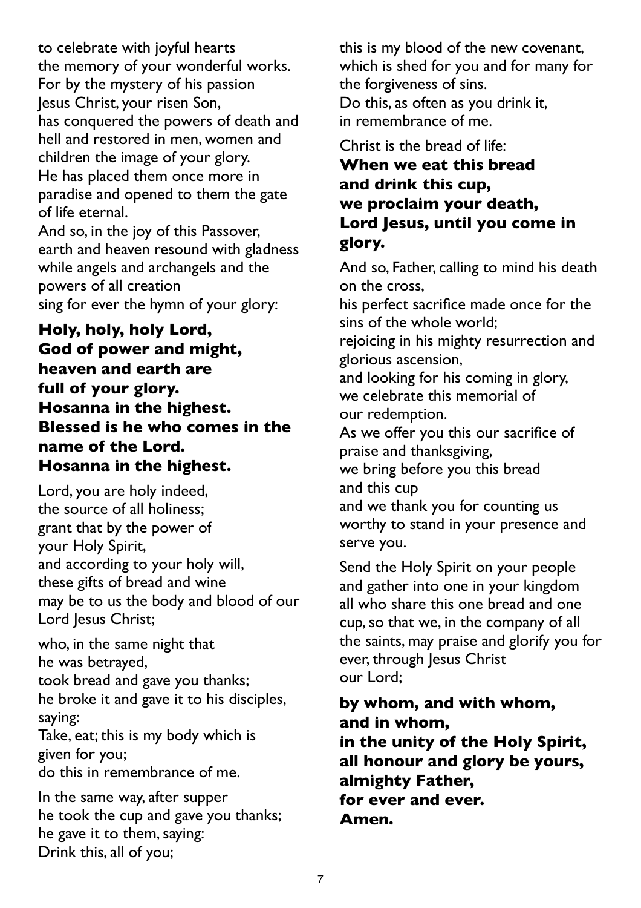to celebrate with joyful hearts
the memory of your wonderful works.
For by the mystery of his passion
Jesus Christ, your risen Son,
has conquered the powers of death and hell and restored in men, women and children the image of your glory.
He has placed them once more in paradise and opened to them the gate of life eternal.
And so, in the joy of this Passover,
earth and heaven resound with gladness
while angels and archangels and the powers of all creation
sing for ever the hymn of your glory:

**Holy, holy, holy Lord,**
**God of power and might,**
**heaven and earth are**
**full of your glory.**
**Hosanna in the highest.**
**Blessed is he who comes in the name of the Lord.**
**Hosanna in the highest.**

Lord, you are holy indeed,
the source of all holiness;
grant that by the power of
your Holy Spirit,
and according to your holy will,
these gifts of bread and wine
may be to us the body and blood of our Lord Jesus Christ;

who, in the same night that
he was betrayed,
took bread and gave you thanks;
he broke it and gave it to his disciples, saying:
Take, eat; this is my body which is given for you;
do this in remembrance of me.

In the same way, after supper
he took the cup and gave you thanks;
he gave it to them, saying:
Drink this, all of you;
this is my blood of the new covenant,
which is shed for you and for many for the forgiveness of sins.
Do this, as often as you drink it,
in remembrance of me.

Christ is the bread of life:
**When we eat this bread**
**and drink this cup,**
**we proclaim your death,**
**Lord Jesus, until you come in glory.**

And so, Father, calling to mind his death on the cross,
his perfect sacrifice made once for the sins of the whole world;
rejoicing in his mighty resurrection and glorious ascension,
and looking for his coming in glory,
we celebrate this memorial of
our redemption.
As we offer you this our sacrifice of praise and thanksgiving,
we bring before you this bread
and this cup
and we thank you for counting us worthy to stand in your presence and serve you.

Send the Holy Spirit on your people and gather into one in your kingdom all who share this one bread and one cup, so that we, in the company of all the saints, may praise and glorify you for ever, through Jesus Christ
our Lord;

**by whom, and with whom,**
**and in whom,**
**in the unity of the Holy Spirit,**
**all honour and glory be yours,**
**almighty Father,**
**for ever and ever.**
**Amen.**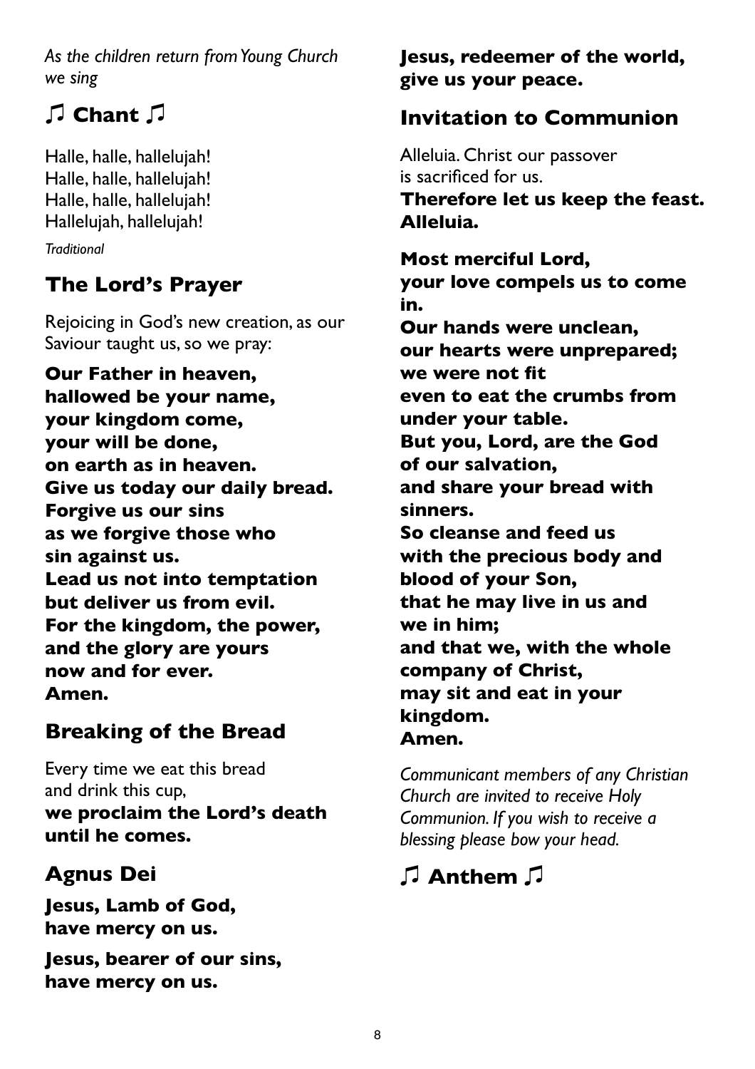*As the children return from Young Church we sing*

## ♫ Chant ♫

Halle, halle, hallelujah!
Halle, halle, hallelujah!
Halle, halle, hallelujah!
Hallelujah, hallelujah!

*Traditional*

## The Lord's Prayer

Rejoicing in God's new creation, as our Saviour taught us, so we pray:

**Our Father in heaven,
hallowed be your name,
your kingdom come,
your will be done,
on earth as in heaven.
Give us today our daily bread.
Forgive us our sins
as we forgive those who
sin against us.
Lead us not into temptation
but deliver us from evil.
For the kingdom, the power,
and the glory are yours
now and for ever.
Amen.**

## Breaking of the Bread

Every time we eat this bread
and drink this cup,
**we proclaim the Lord's death
until he comes.**

## Agnus Dei

**Jesus, Lamb of God,
have mercy on us.**

**Jesus, bearer of our sins,
have mercy on us.**

**Jesus, redeemer of the world,
give us your peace.**

## Invitation to Communion

Alleluia. Christ our passover
is sacrificed for us.
**Therefore let us keep the feast.
Alleluia.**

**Most merciful Lord,
your love compels us to come in.
Our hands were unclean,
our hearts were unprepared;
we were not fit
even to eat the crumbs from under your table.
But you, Lord, are the God
of our salvation,
and share your bread with sinners.
So cleanse and feed us
with the precious body and blood of your Son,
that he may live in us and
we in him;
and that we, with the whole company of Christ,
may sit and eat in your kingdom.
Amen.**

*Communicant members of any Christian Church are invited to receive Holy Communion. If you wish to receive a blessing please bow your head.*

## ♫ Anthem ♫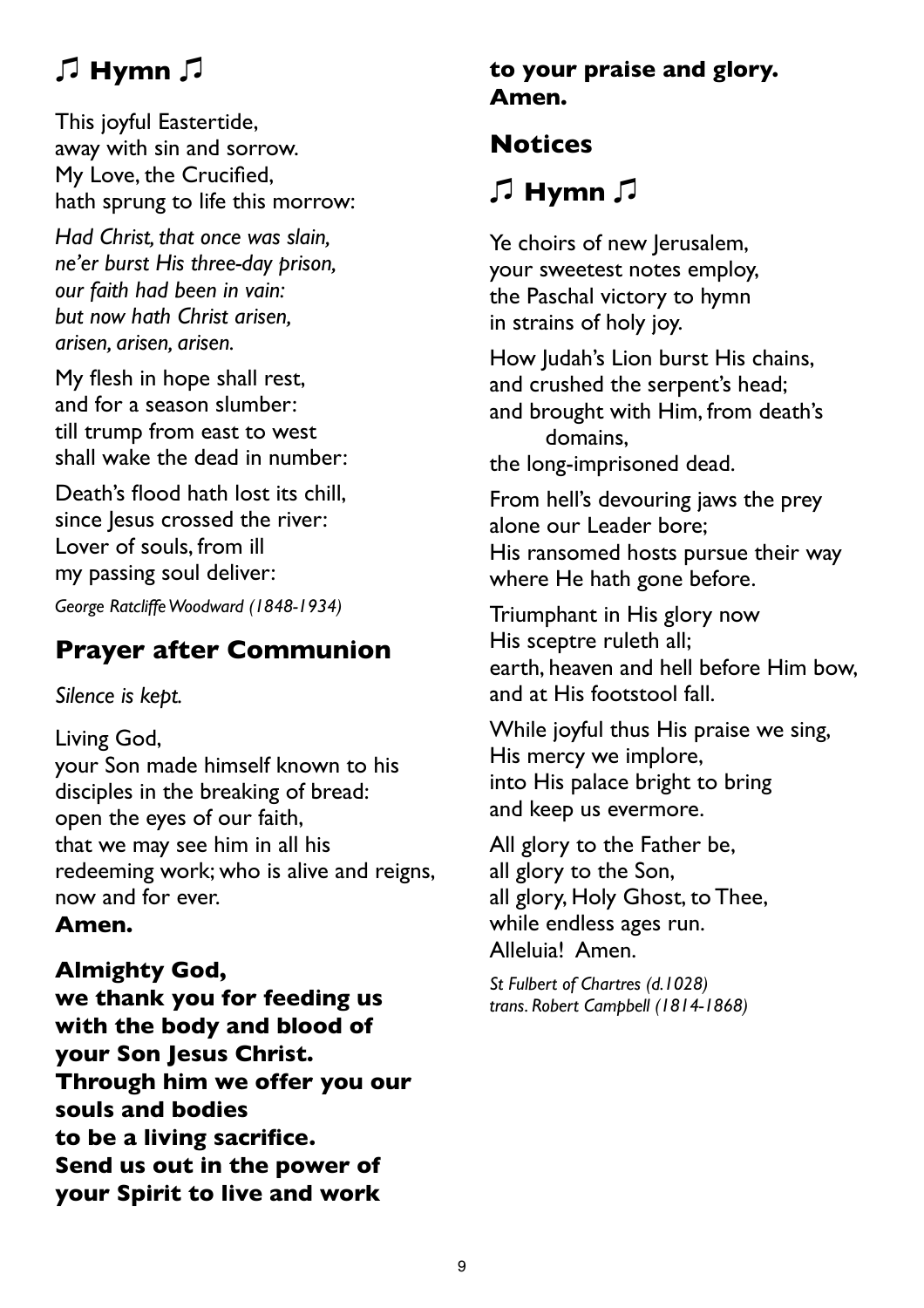## ♫ Hymn ♫

This joyful Eastertide,
away with sin and sorrow.
My Love, the Crucified,
hath sprung to life this morrow:

*Had Christ, that once was slain,*
*ne'er burst His three-day prison,*
*our faith had been in vain:*
*but now hath Christ arisen,*
*arisen, arisen, arisen.*

My flesh in hope shall rest,
and for a season slumber:
till trump from east to west
shall wake the dead in number:

Death's flood hath lost its chill,
since Jesus crossed the river:
Lover of souls, from ill
my passing soul deliver:

*George Ratcliffe Woodward (1848-1934)*

## Prayer after Communion

*Silence is kept.*

Living God,
your Son made himself known to his disciples in the breaking of bread:
open the eyes of our faith,
that we may see him in all his redeeming work; who is alive and reigns, now and for ever.
**Amen.**

**Almighty God,**
**we thank you for feeding us with the body and blood of your Son Jesus Christ.**
**Through him we offer you our souls and bodies**
**to be a living sacrifice.**
**Send us out in the power of your Spirit to live and work**
**to your praise and glory.**
**Amen.**

## Notices

## ♫ Hymn ♫

Ye choirs of new Jerusalem,
your sweetest notes employ,
the Paschal victory to hymn
in strains of holy joy.

How Judah's Lion burst His chains,
and crushed the serpent's head;
and brought with Him, from death's domains,
the long-imprisoned dead.

From hell's devouring jaws the prey
alone our Leader bore;
His ransomed hosts pursue their way
where He hath gone before.

Triumphant in His glory now
His sceptre ruleth all;
earth, heaven and hell before Him bow,
and at His footstool fall.

While joyful thus His praise we sing,
His mercy we implore,
into His palace bright to bring
and keep us evermore.

All glory to the Father be,
all glory to the Son,
all glory, Holy Ghost, to Thee,
while endless ages run.
Alleluia! Amen.

*St Fulbert of Chartres (d.1028)*
*trans. Robert Campbell (1814-1868)*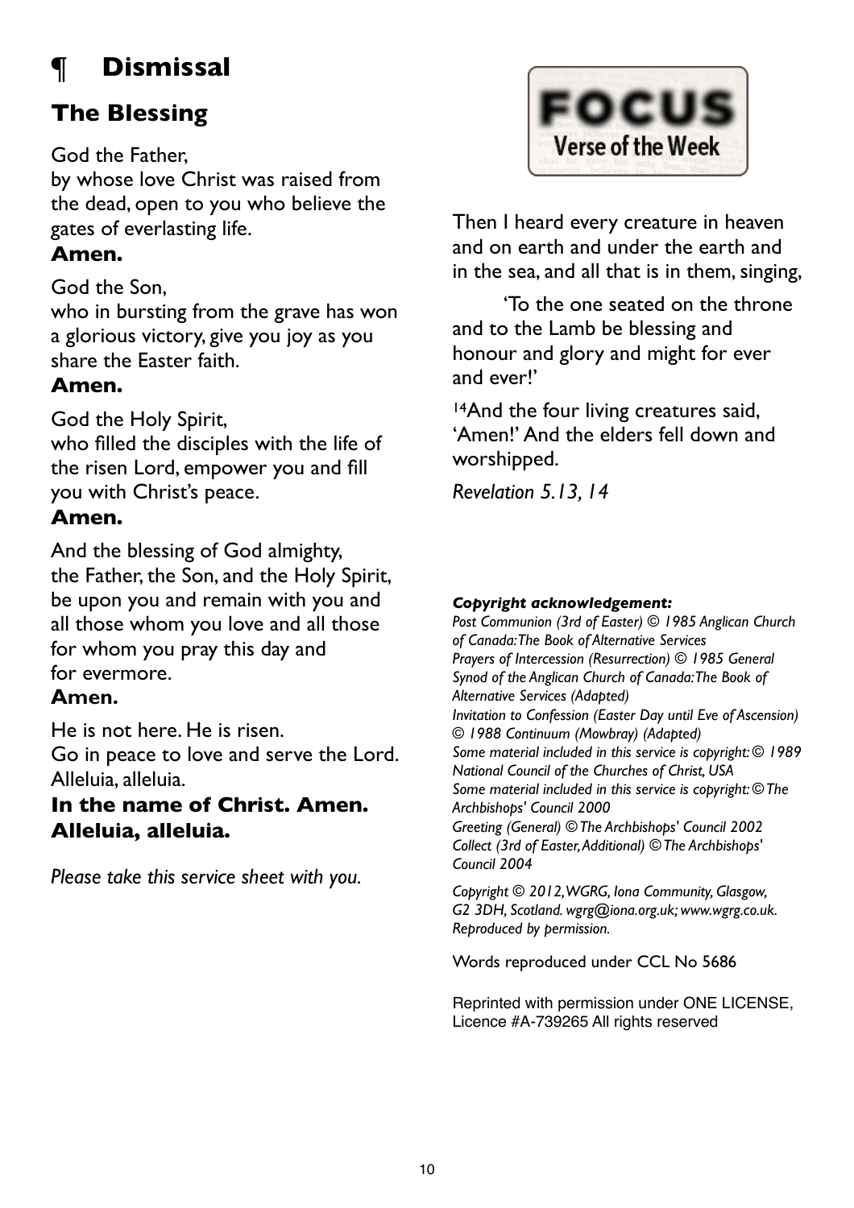# ¶ Dismissal

## The Blessing

God the Father,
by whose love Christ was raised from the dead, open to you who believe the gates of everlasting life.
**Amen.**

God the Son,
who in bursting from the grave has won a glorious victory, give you joy as you share the Easter faith.
**Amen.**

God the Holy Spirit,
who filled the disciples with the life of the risen Lord, empower you and fill you with Christ's peace.
**Amen.**

And the blessing of God almighty,
the Father, the Son, and the Holy Spirit, be upon you and remain with you and all those whom you love and all those for whom you pray this day and for evermore.
**Amen.**

He is not here. He is risen.
Go in peace to love and serve the Lord.
Alleluia, alleluia.
**In the name of Christ. Amen.**
**Alleluia, alleluia.**

*Please take this service sheet with you.*

FOCUS
Verse of the Week

Then I heard every creature in heaven and on earth and under the earth and in the sea, and all that is in them, singing,

'To the one seated on the throne and to the Lamb be blessing and honour and glory and might for ever and ever!'

[14]And the four living creatures said, 'Amen!' And the elders fell down and worshipped.

*Revelation 5.13, 14*

***Copyright acknowledgement:***
*Post Communion (3rd of Easter) © 1985 Anglican Church of Canada: The Book of Alternative Services*
*Prayers of Intercession (Resurrection) © 1985 General Synod of the Anglican Church of Canada: The Book of Alternative Services (Adapted)*
*Invitation to Confession (Easter Day until Eve of Ascension) © 1988 Continuum (Mowbray) (Adapted)*
*Some material included in this service is copyright: © 1989 National Council of the Churches of Christ, USA*
*Some material included in this service is copyright: © The Archbishops' Council 2000*
*Greeting (General) © The Archbishops' Council 2002*
*Collect (3rd of Easter, Additional) © The Archbishops' Council 2004*

*Copyright © 2012, WGRG, Iona Community, Glasgow, G2 3DH, Scotland. wgrg@iona.org.uk; www.wgrg.co.uk. Reproduced by permission.*

Words reproduced under CCL No 5686

Reprinted with permission under ONE LICENSE, Licence #A-739265 All rights reserved